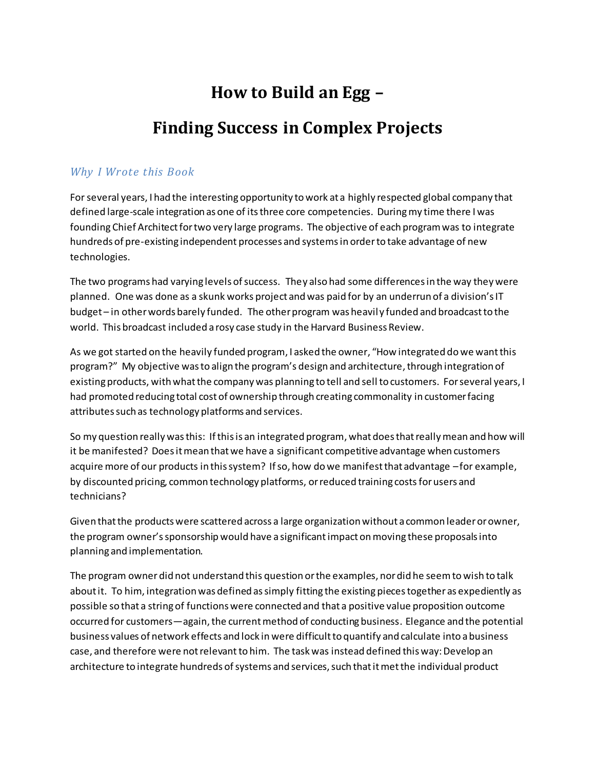# How to Build an Egg –

# Finding Success in Complex Projects

### *Why I Wrote this Book*

For several years, I had the interesting opportunity to work at a highly respected global company that defined large-scale integration as one of its three core competencies. During my time there I was founding Chief Architect for two very large programs. The objective of each program was to integrate hundreds of pre-existing independent processes and systems in order to take advantage of new technologies.

The two programs had varying levels of success. They also had some differences in the way they were planned. One was done as a skunk works project and was paid for by an underrun of a division's IT budget – in other words barely funded. The other program was heavily funded and broadcast to the world. This broadcast included a rosy case study in the Harvard Business Review.

As we got started on the heavily funded program, I asked the owner, "How integrated do we want this program?" My objective was to align the program's design and architecture, through integration of existing products, with what the company was planning to tell and sell to customers. For several years, I had promoted reducing total cost of ownership through creating commonality in customer facing attributes such as technology platforms and services.

So my question really was this: If this is an integrated program, what does that really mean and how will it be manifested? Does it mean that we have a significant competitive advantage when customers acquire more of our products in this system? If so, how do we manifest that advantage – for example, by discounted pricing, common technology platforms, or reduced training costs for users and technicians?

Given that the products were scattered across a large organization without a common leader or owner, the program owner's sponsorship would have a significant impact on moving these proposals into planning and implementation.

The program owner did not understand this question or the examples, nor did he seem to wish to talk about it. To him, integration was defined as simply fitting the existing pieces together as expediently as possible so that a string of functions were connected and that a positive value proposition outcome occurred for customers—again, the current method of conducting business. Elegance and the potential business values of network effects and lock in were difficult to quantify and calculate into a business case, and therefore were not relevant to him. The task was instead defined this way: Develop an architecture to integrate hundreds of systems and services, such that it met the individual product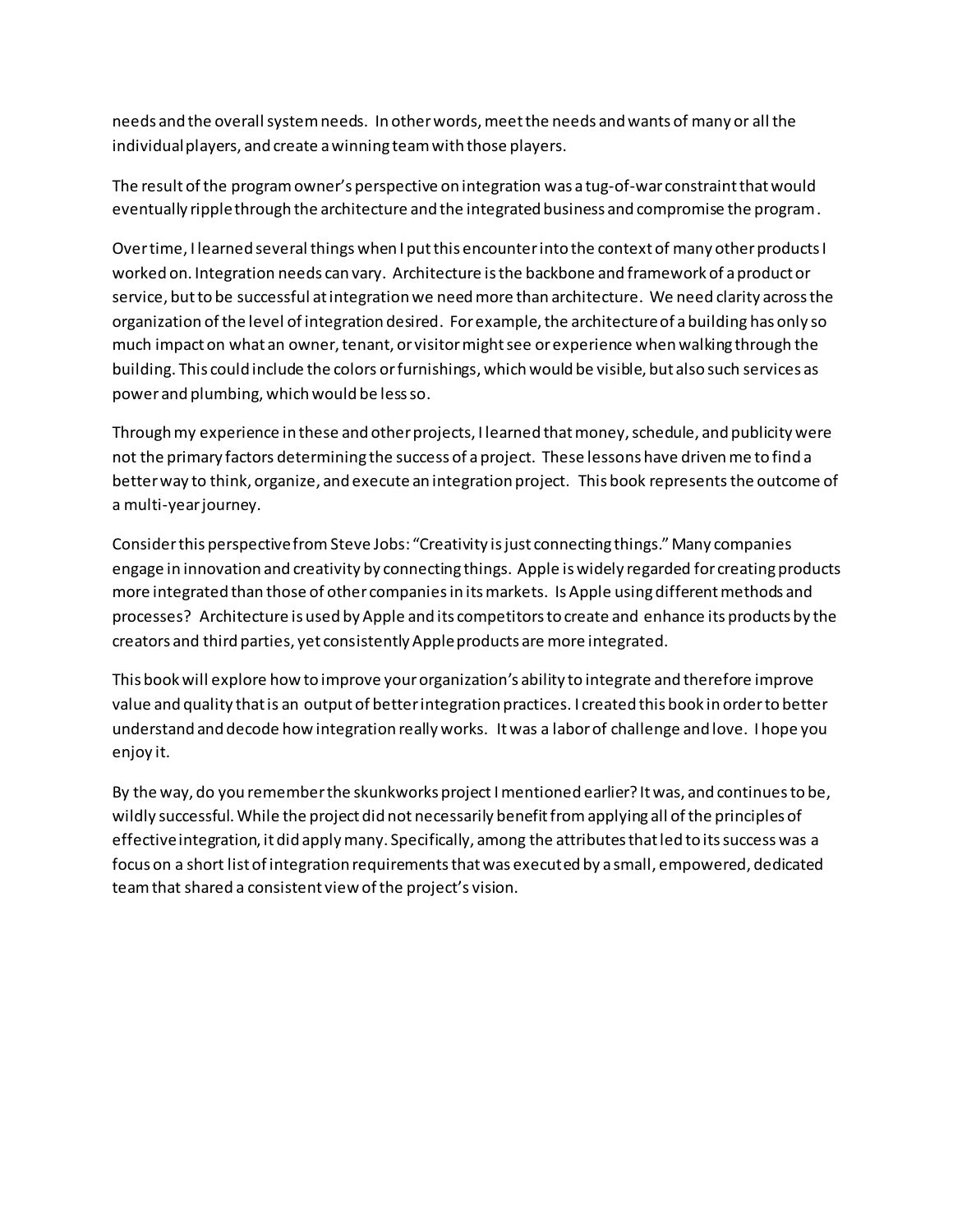needs and the overall system needs. In other words, meet the needs and wants of many or all the individual players, and create a winning team with those players.

The result of the program owner's perspective on integration was a tug-of-war constraint that would eventually ripple through the architecture and the integrated business and compromise the program.

Over time, I learned several things when I put this encounter into the context of many other products I worked on. Integration needs can vary. Architecture is the backbone and framework of a product or service, but to be successful at integration we need more than architecture. We need clarity across the organization of the level of integration desired. For example, the architecture of a building has only so much impact on what an owner, tenant, or visitor might see or experience when walking through the building. This could include the colors or furnishings, which would be visible, but also such services as power and plumbing, which would be less so.

Through my experience in these and other projects, I learned that money, schedule, and publicity were not the primary factors determining the success of a project. These lessons have driven me to find a better way to think, organize, and execute an integration project. This book represents the outcome of a multi-year journey.

Consider this perspective from Steve Jobs: "Creativity is just connecting things." Many companies engage in innovation and creativity by connecting things. Apple is widely regarded for creating products more integrated than those of other companies in its markets. Is Apple using different methods and processes? Architecture is used by Apple and its competitors to create and enhance its products by the creators and third parties, yet consistently Apple products are more integrated.

This book will explore how to improve your organization's ability to integrate and therefore improve value and quality that is an output of better integration practices. I created this book in order to better understand and decode how integration really works. It was a labor of challenge and love. I hope you enjoy it.

By the way, do you remember the skunkworks project I mentioned earlier? It was, and continues to be, wildly successful. While the project did not necessarily benefit from applying all of the principles of effective integration, it did apply many. Specifically, among the attributes that led to its success was a focus on a short list of integration requirements that was executed by a small, empowered, dedicated team that shared a consistent view of the project's vision.